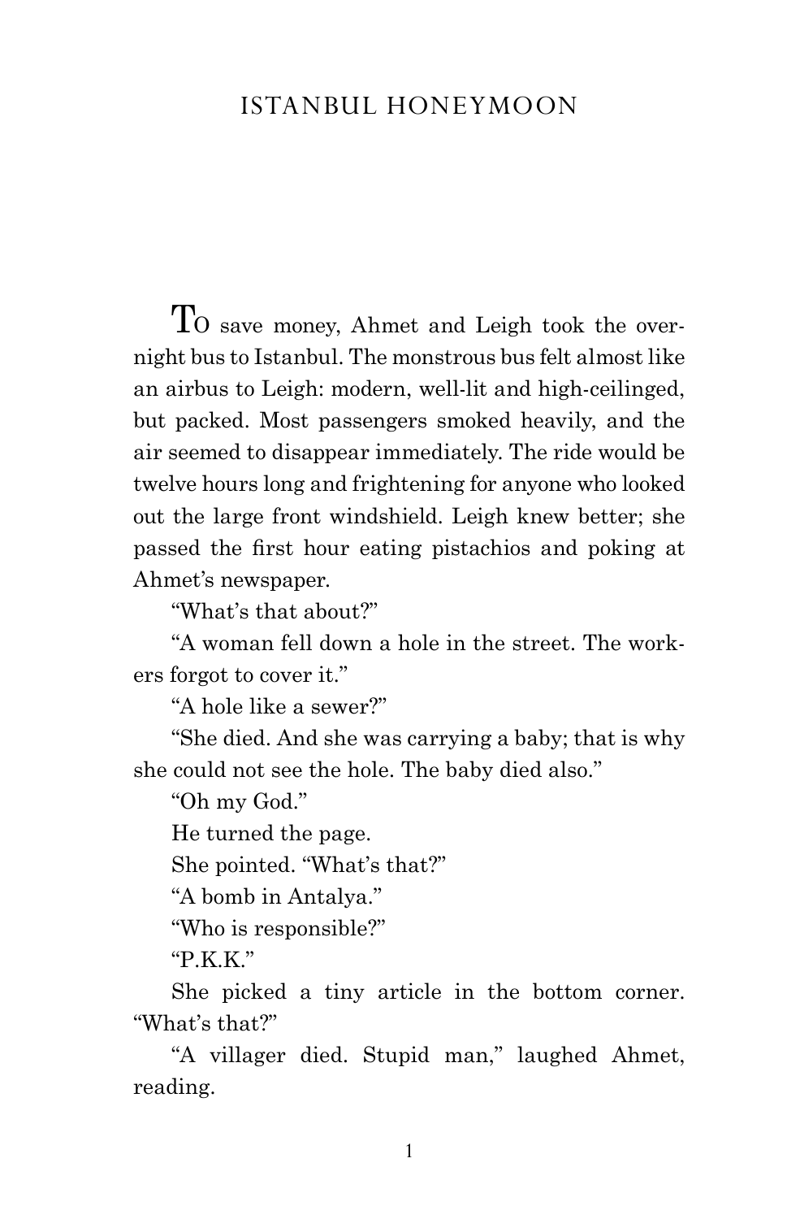# ISTANBUL HONEYMOON

To save money, Ahmet and Leigh took the overnight bus to Istanbul. The monstrous bus felt almost like an airbus to Leigh: modern, well-lit and high-ceilinged, but packed. Most passengers smoked heavily, and the air seemed to disappear immediately. The ride would be twelve hours long and frightening for anyone who looked out the large front windshield. Leigh knew better; she passed the first hour eating pistachios and poking at Ahmet's newspaper.

"What's that about?"

"A woman fell down a hole in the street. The workers forgot to cover it."

"A hole like a sewer?"

"She died. And she was carrying a baby; that is why she could not see the hole. The baby died also."

"Oh my God."

He turned the page.

She pointed. "What's that?"

"A bomb in Antalya."

"Who is responsible?"

"P.K.K."

She picked a tiny article in the bottom corner. "What's that?"

"A villager died. Stupid man," laughed Ahmet, reading.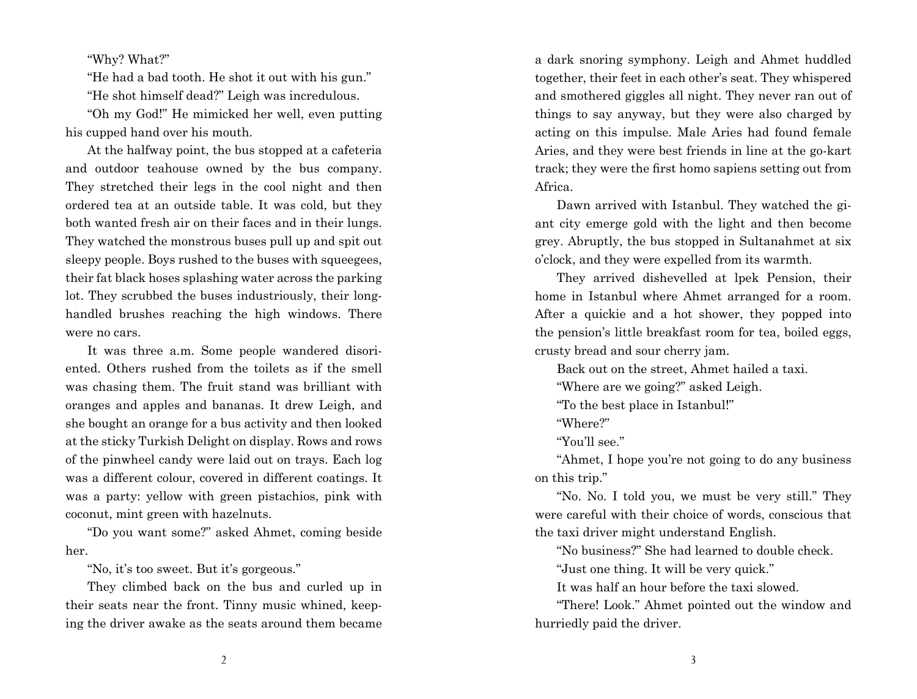"Why? What?"

"He had a bad tooth. He shot it out with his gun."

"He shot himself dead?" Leigh was incredulous.

"Oh my God!" He mimicked her well, even putting his cupped hand over his mouth.

At the halfway point, the bus stopped at a cafeteria and outdoor teahouse owned by the bus company. They stretched their legs in the cool night and then ordered tea at an outside table. It was cold, but they both wanted fresh air on their faces and in their lungs. They watched the monstrous buses pull up and spit out sleepy people. Boys rushed to the buses with squeegees, their fat black hoses splashing water across the parking lot. They scrubbed the buses industriously, their long-handled brushes reaching the high windows. There were no cars.

It was three a.m. Some people wandered disoriented. Others rushed from the toilets as if the smell was chasing them. The fruit stand was brilliant with oranges and apples and bananas. It drew Leigh, and she bought an orange for a bus activity and then looked at the sticky Turkish Delight on display. Rows and rows of the pinwheel candy were laid out on trays. Each log was a different colour, covered in different coatings. It was a party: yellow with green pistachios, pink with coconut, mint green with hazelnuts.

"Do you want some?" asked Ahmet, coming beside her.

"No, it's too sweet. But it's gorgeous."

They climbed back on the bus and curled up in their seats near the front. Tinny music whined, keeping the driver awake as the seats around them became a dark snoring symphony. Leigh and Ahmet huddled together, their feet in each other's seat. They whispered and smothered giggles all night. They never ran out of things to say anyway, but they were also charged by acting on this impulse. Male Aries had found female Aries, and they were best friends in line at the go-kart track; they were the first homo sapiens setting out from Africa.

Dawn arrived with Istanbul. They watched the giant city emerge gold with the light and then become grey. Abruptly, the bus stopped in Sultanahmet at six o'clock, and they were expelled from its warmth.

They arrived dishevelled at lpek Pension, their home in Istanbul where Ahmet arranged for a room. After a quickie and a hot shower, they popped into the pension's little breakfast room for tea, boiled eggs, crusty bread and sour cherry jam.

Back out on the street, Ahmet hailed a taxi.

"Where are we going?" asked Leigh.

"To the best place in Istanbul!"

"Where?"

"You'll see."

"Ahmet, I hope you're not going to do any business on this trip."

"No. No. I told you, we must be very still." They were careful with their choice of words, conscious that the taxi driver might understand English.

"No business?" She had learned to double check.

"Just one thing. It will be very quick."

It was half an hour before the taxi slowed.

"There! Look." Ahmet pointed out the window and hurriedly paid the driver.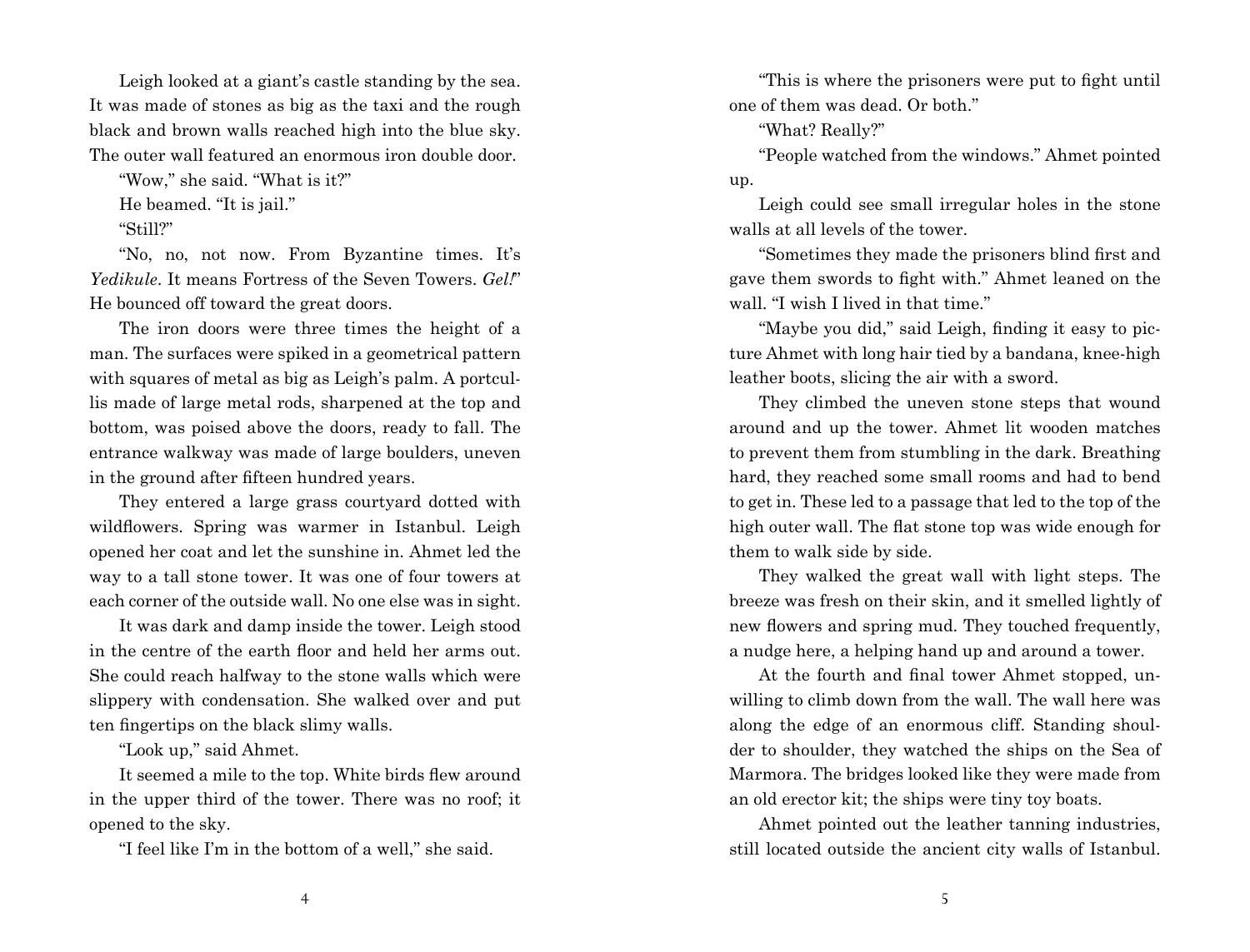Leigh looked at a giant's castle standing by the sea. It was made of stones as big as the taxi and the rough black and brown walls reached high into the blue sky. The outer wall featured an enormous iron double door.

"Wow," she said. "What is it?"

He beamed. "It is jail."

"Still?"

"No, no, not now. From Byzantine times. It's *Yedikule*. It means Fortress of the Seven Towers. *Gel!*" He bounced off toward the great doors.

The iron doors were three times the height of a man. The surfaces were spiked in a geometrical pattern with squares of metal as big as Leigh's palm. A portcullis made of large metal rods, sharpened at the top and bottom, was poised above the doors, ready to fall. The entrance walkway was made of large boulders, uneven in the ground after fifteen hundred years.

They entered a large grass courtyard dotted with wildflowers. Spring was warmer in Istanbul. Leigh opened her coat and let the sunshine in. Ahmet led the way to a tall stone tower. It was one of four towers at each corner of the outside wall. No one else was in sight.

It was dark and damp inside the tower. Leigh stood in the centre of the earth floor and held her arms out. She could reach halfway to the stone walls which were slippery with condensation. She walked over and put ten fingertips on the black slimy walls.

"Look up," said Ahmet.

It seemed a mile to the top. White birds flew around in the upper third of the tower. There was no roof; it opened to the sky.

"I feel like I'm in the bottom of a well," she said.

"This is where the prisoners were put to fight until one of them was dead. Or both."

"What? Really?"

"People watched from the windows." Ahmet pointed up.

Leigh could see small irregular holes in the stone walls at all levels of the tower.

"Sometimes they made the prisoners blind first and gave them swords to fight with." Ahmet leaned on the wall. "I wish I lived in that time."

"Maybe you did," said Leigh, finding it easy to picture Ahmet with long hair tied by a bandana, knee-high leather boots, slicing the air with a sword.

They climbed the uneven stone steps that wound around and up the tower. Ahmet lit wooden matches to prevent them from stumbling in the dark. Breathing hard, they reached some small rooms and had to bend to get in. These led to a passage that led to the top of the high outer wall. The flat stone top was wide enough for them to walk side by side.

They walked the great wall with light steps. The breeze was fresh on their skin, and it smelled lightly of new flowers and spring mud. They touched frequently, a nudge here, a helping hand up and around a tower.

At the fourth and final tower Ahmet stopped, unwilling to climb down from the wall. The wall here was along the edge of an enormous cliff. Standing shoulder to shoulder, they watched the ships on the Sea of Marmora. The bridges looked like they were made from an old erector kit; the ships were tiny toy boats.

Ahmet pointed out the leather tanning industries, still located outside the ancient city walls of Istanbul.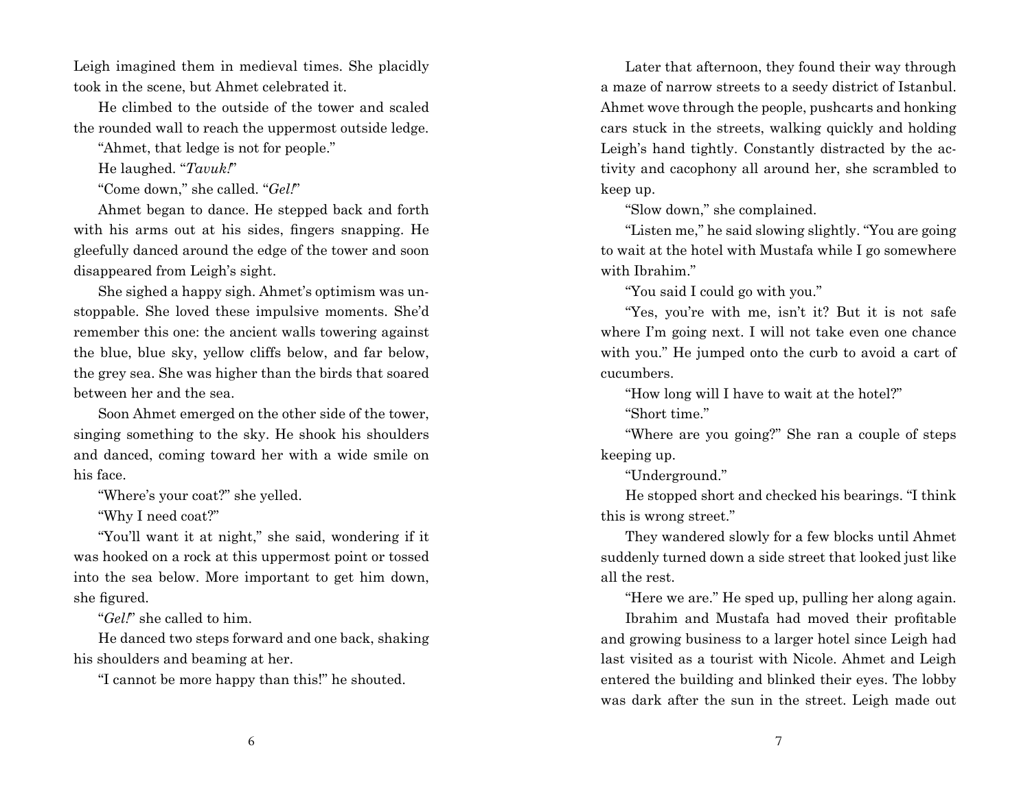Leigh imagined them in medieval times. She placidly took in the scene, but Ahmet celebrated it.

He climbed to the outside of the tower and scaled the rounded wall to reach the uppermost outside ledge.

"Ahmet, that ledge is not for people."

He laughed. "*Tavuk!*"

"Come down," she called. "*Gel!*"

Ahmet began to dance. He stepped back and forth with his arms out at his sides, fingers snapping. He gleefully danced around the edge of the tower and soon disappeared from Leigh's sight.

She sighed a happy sigh. Ahmet's optimism was unstoppable. She loved these impulsive moments. She'd remember this one: the ancient walls towering against the blue, blue sky, yellow cliffs below, and far below, the grey sea. She was higher than the birds that soared between her and the sea.

Soon Ahmet emerged on the other side of the tower, singing something to the sky. He shook his shoulders and danced, coming toward her with a wide smile on his face.

"Where's your coat?" she yelled.

"Why I need coat?"

"You'll want it at night," she said, wondering if it was hooked on a rock at this uppermost point or tossed into the sea below. More important to get him down, she figured.

"*Gel!*" she called to him.

He danced two steps forward and one back, shaking his shoulders and beaming at her.

"I cannot be more happy than this!" he shouted.

Later that afternoon, they found their way through a maze of narrow streets to a seedy district of Istanbul. Ahmet wove through the people, pushcarts and honking cars stuck in the streets, walking quickly and holding Leigh's hand tightly. Constantly distracted by the activity and cacophony all around her, she scrambled to keep up.

"Slow down," she complained.

"Listen me," he said slowing slightly. "You are going to wait at the hotel with Mustafa while I go somewhere with Ibrahim."

"You said I could go with you."

"Yes, you're with me, isn't it? But it is not safe where I'm going next. I will not take even one chance with you." He jumped onto the curb to avoid a cart of cucumbers.

"How long will I have to wait at the hotel?"

"Short time."

"Where are you going?" She ran a couple of steps keeping up.

"Underground."

He stopped short and checked his bearings. "I think this is wrong street."

They wandered slowly for a few blocks until Ahmet suddenly turned down a side street that looked just like all the rest.

"Here we are." He sped up, pulling her along again.

Ibrahim and Mustafa had moved their profitable and growing business to a larger hotel since Leigh had last visited as a tourist with Nicole. Ahmet and Leigh entered the building and blinked their eyes. The lobby was dark after the sun in the street. Leigh made out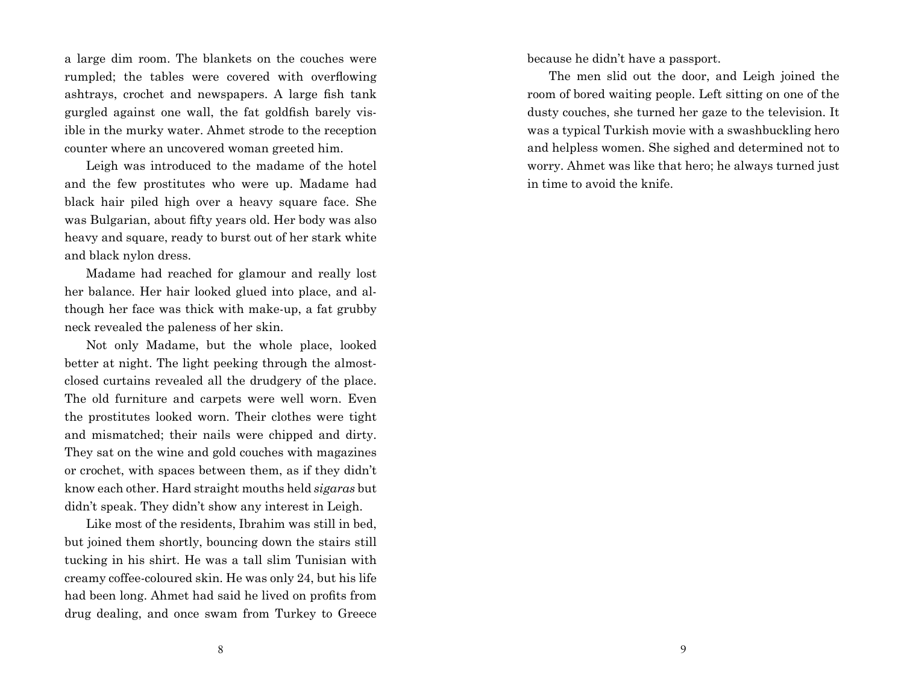a large dim room. The blankets on the couches were rumpled; the tables were covered with overflowing ashtrays, crochet and newspapers. A large fish tank gurgled against one wall, the fat goldfish barely visible in the murky water. Ahmet strode to the reception counter where an uncovered woman greeted him.

Leigh was introduced to the madame of the hotel and the few prostitutes who were up. Madame had black hair piled high over a heavy square face. She was Bulgarian, about fifty years old. Her body was also heavy and square, ready to burst out of her stark white and black nylon dress.

Madame had reached for glamour and really lost her balance. Her hair looked glued into place, and although her face was thick with make-up, a fat grubby neck revealed the paleness of her skin.

Not only Madame, but the whole place, looked better at night. The light peeking through the almost-closed curtains revealed all the drudgery of the place. The old furniture and carpets were well worn. Even the prostitutes looked worn. Their clothes were tight and mismatched; their nails were chipped and dirty. They sat on the wine and gold couches with magazines or crochet, with spaces between them, as if they didn't know each other. Hard straight mouths held *sigaras* but didn't speak. They didn't show any interest in Leigh.

Like most of the residents, Ibrahim was still in bed, but joined them shortly, bouncing down the stairs still tucking in his shirt. He was a tall slim Tunisian with creamy coffee-coloured skin. He was only 24, but his life had been long. Ahmet had said he lived on profits from drug dealing, and once swam from Turkey to Greece because he didn't have a passport.

The men slid out the door, and Leigh joined the room of bored waiting people. Left sitting on one of the dusty couches, she turned her gaze to the television. It was a typical Turkish movie with a swashbuckling hero and helpless women. She sighed and determined not to worry. Ahmet was like that hero; he always turned just in time to avoid the knife.